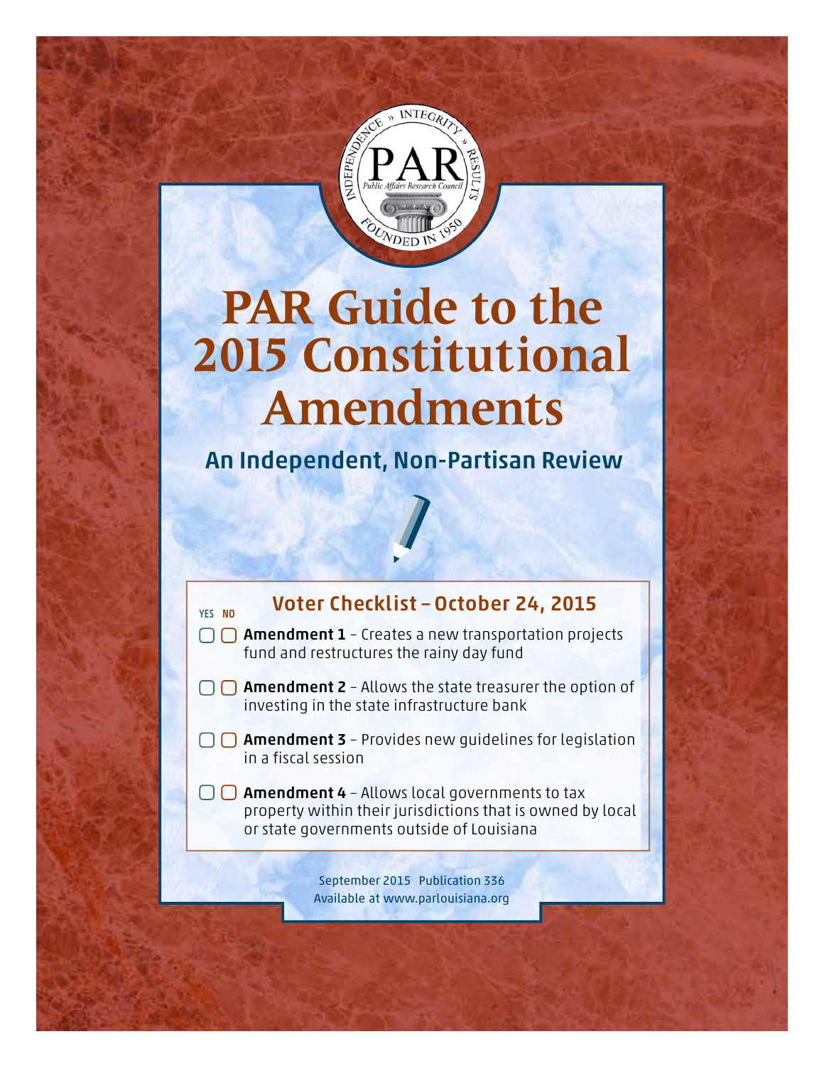PAR — Public Affairs Research Council — Independence » Integrity » Results — Founded in 1950

# PAR Guide to the 2015 Constitutional Amendments

## An Independent, Non-Partisan Review

### Voter Checklist – October 24, 2015

| YES | NO | |
|---|---|---|
| ▢ | ▢ | **Amendment 1** – Creates a new transportation projects fund and restructures the rainy day fund |
| ▢ | ▢ | **Amendment 2** – Allows the state treasurer the option of investing in the state infrastructure bank |
| ▢ | ▢ | **Amendment 3** – Provides new guidelines for legislation in a fiscal session |
| ▢ | ▢ | **Amendment 4** – Allows local governments to tax property within their jurisdictions that is owned by local or state governments outside of Louisiana |

September 2015 Publication 336
Available at www.parlouisiana.org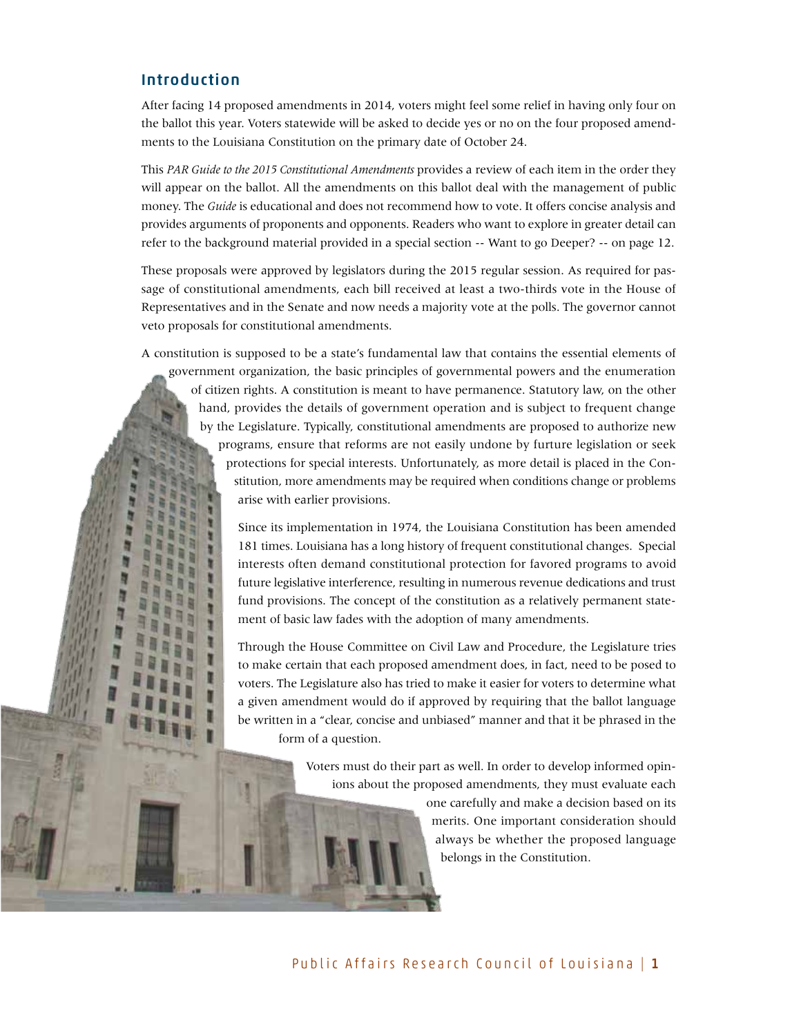## Introduction

After facing 14 proposed amendments in 2014, voters might feel some relief in having only four on the ballot this year. Voters statewide will be asked to decide yes or no on the four proposed amendments to the Louisiana Constitution on the primary date of October 24.

This *PAR Guide to the 2015 Constitutional Amendments* provides a review of each item in the order they will appear on the ballot. All the amendments on this ballot deal with the management of public money. The *Guide* is educational and does not recommend how to vote. It offers concise analysis and provides arguments of proponents and opponents. Readers who want to explore in greater detail can refer to the background material provided in a special section -- Want to go Deeper? -- on page 12.

These proposals were approved by legislators during the 2015 regular session. As required for passage of constitutional amendments, each bill received at least a two-thirds vote in the House of Representatives and in the Senate and now needs a majority vote at the polls. The governor cannot veto proposals for constitutional amendments.

A constitution is supposed to be a state's fundamental law that contains the essential elements of government organization, the basic principles of governmental powers and the enumeration of citizen rights. A constitution is meant to have permanence. Statutory law, on the other hand, provides the details of government operation and is subject to frequent change by the Legislature. Typically, constitutional amendments are proposed to authorize new programs, ensure that reforms are not easily undone by furture legislation or seek protections for special interests. Unfortunately, as more detail is placed in the Constitution, more amendments may be required when conditions change or problems arise with earlier provisions.

Since its implementation in 1974, the Louisiana Constitution has been amended 181 times. Louisiana has a long history of frequent constitutional changes. Special interests often demand constitutional protection for favored programs to avoid future legislative interference, resulting in numerous revenue dedications and trust fund provisions. The concept of the constitution as a relatively permanent statement of basic law fades with the adoption of many amendments.

Through the House Committee on Civil Law and Procedure, the Legislature tries to make certain that each proposed amendment does, in fact, need to be posed to voters. The Legislature also has tried to make it easier for voters to determine what a given amendment would do if approved by requiring that the ballot language be written in a "clear, concise and unbiased" manner and that it be phrased in the form of a question.

Voters must do their part as well. In order to develop informed opinions about the proposed amendments, they must evaluate each one carefully and make a decision based on its merits. One important consideration should always be whether the proposed language belongs in the Constitution.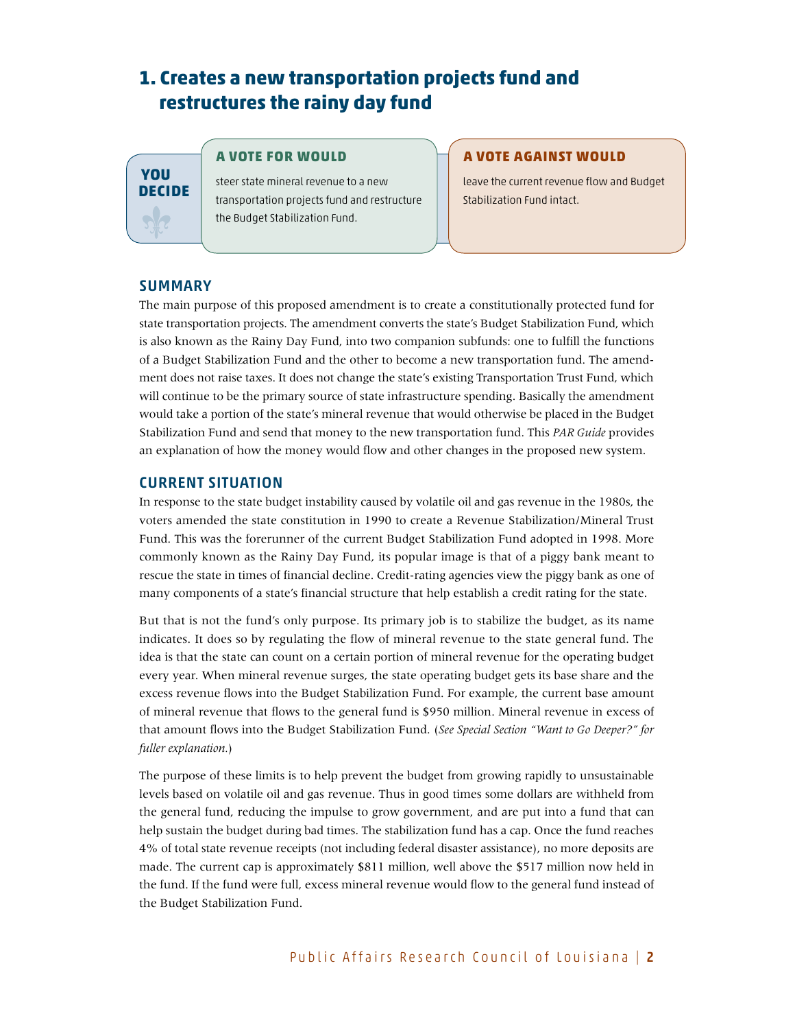# 1. Creates a new transportation projects fund and restructures the rainy day fund

**YOU DECIDE**

**A VOTE FOR WOULD**

steer state mineral revenue to a new transportation projects fund and restructure the Budget Stabilization Fund.

**A VOTE AGAINST WOULD**

leave the current revenue flow and Budget Stabilization Fund intact.

## SUMMARY

The main purpose of this proposed amendment is to create a constitutionally protected fund for state transportation projects. The amendment converts the state's Budget Stabilization Fund, which is also known as the Rainy Day Fund, into two companion subfunds: one to fulfill the functions of a Budget Stabilization Fund and the other to become a new transportation fund. The amendment does not raise taxes. It does not change the state's existing Transportation Trust Fund, which will continue to be the primary source of state infrastructure spending. Basically the amendment would take a portion of the state's mineral revenue that would otherwise be placed in the Budget Stabilization Fund and send that money to the new transportation fund. This *PAR Guide* provides an explanation of how the money would flow and other changes in the proposed new system.

## CURRENT SITUATION

In response to the state budget instability caused by volatile oil and gas revenue in the 1980s, the voters amended the state constitution in 1990 to create a Revenue Stabilization/Mineral Trust Fund. This was the forerunner of the current Budget Stabilization Fund adopted in 1998. More commonly known as the Rainy Day Fund, its popular image is that of a piggy bank meant to rescue the state in times of financial decline. Credit-rating agencies view the piggy bank as one of many components of a state's financial structure that help establish a credit rating for the state.

But that is not the fund's only purpose. Its primary job is to stabilize the budget, as its name indicates. It does so by regulating the flow of mineral revenue to the state general fund. The idea is that the state can count on a certain portion of mineral revenue for the operating budget every year. When mineral revenue surges, the state operating budget gets its base share and the excess revenue flows into the Budget Stabilization Fund. For example, the current base amount of mineral revenue that flows to the general fund is $950 million. Mineral revenue in excess of that amount flows into the Budget Stabilization Fund. (*See Special Section "Want to Go Deeper?" for fuller explanation.*)

The purpose of these limits is to help prevent the budget from growing rapidly to unsustainable levels based on volatile oil and gas revenue. Thus in good times some dollars are withheld from the general fund, reducing the impulse to grow government, and are put into a fund that can help sustain the budget during bad times. The stabilization fund has a cap. Once the fund reaches 4% of total state revenue receipts (not including federal disaster assistance), no more deposits are made. The current cap is approximately $811 million, well above the $517 million now held in the fund. If the fund were full, excess mineral revenue would flow to the general fund instead of the Budget Stabilization Fund.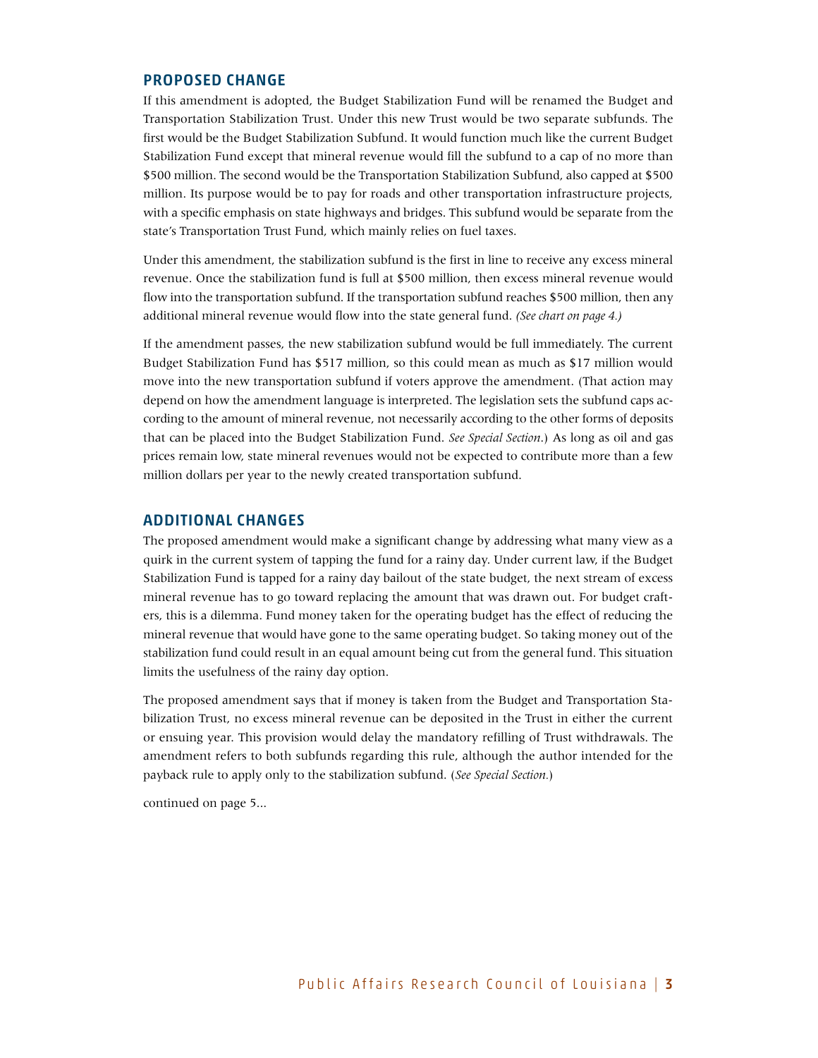## PROPOSED CHANGE

If this amendment is adopted, the Budget Stabilization Fund will be renamed the Budget and Transportation Stabilization Trust. Under this new Trust would be two separate subfunds. The first would be the Budget Stabilization Subfund. It would function much like the current Budget Stabilization Fund except that mineral revenue would fill the subfund to a cap of no more than $500 million. The second would be the Transportation Stabilization Subfund, also capped at $500 million. Its purpose would be to pay for roads and other transportation infrastructure projects, with a specific emphasis on state highways and bridges. This subfund would be separate from the state's Transportation Trust Fund, which mainly relies on fuel taxes.

Under this amendment, the stabilization subfund is the first in line to receive any excess mineral revenue. Once the stabilization fund is full at $500 million, then excess mineral revenue would flow into the transportation subfund. If the transportation subfund reaches $500 million, then any additional mineral revenue would flow into the state general fund. *(See chart on page 4.)*

If the amendment passes, the new stabilization subfund would be full immediately. The current Budget Stabilization Fund has $517 million, so this could mean as much as $17 million would move into the new transportation subfund if voters approve the amendment. (That action may depend on how the amendment language is interpreted. The legislation sets the subfund caps according to the amount of mineral revenue, not necessarily according to the other forms of deposits that can be placed into the Budget Stabilization Fund. *See Special Section*.) As long as oil and gas prices remain low, state mineral revenues would not be expected to contribute more than a few million dollars per year to the newly created transportation subfund.

## ADDITIONAL CHANGES

The proposed amendment would make a significant change by addressing what many view as a quirk in the current system of tapping the fund for a rainy day. Under current law, if the Budget Stabilization Fund is tapped for a rainy day bailout of the state budget, the next stream of excess mineral revenue has to go toward replacing the amount that was drawn out. For budget crafters, this is a dilemma. Fund money taken for the operating budget has the effect of reducing the mineral revenue that would have gone to the same operating budget. So taking money out of the stabilization fund could result in an equal amount being cut from the general fund. This situation limits the usefulness of the rainy day option.

The proposed amendment says that if money is taken from the Budget and Transportation Stabilization Trust, no excess mineral revenue can be deposited in the Trust in either the current or ensuing year. This provision would delay the mandatory refilling of Trust withdrawals. The amendment refers to both subfunds regarding this rule, although the author intended for the payback rule to apply only to the stabilization subfund. (*See Special Section.*)

continued on page 5...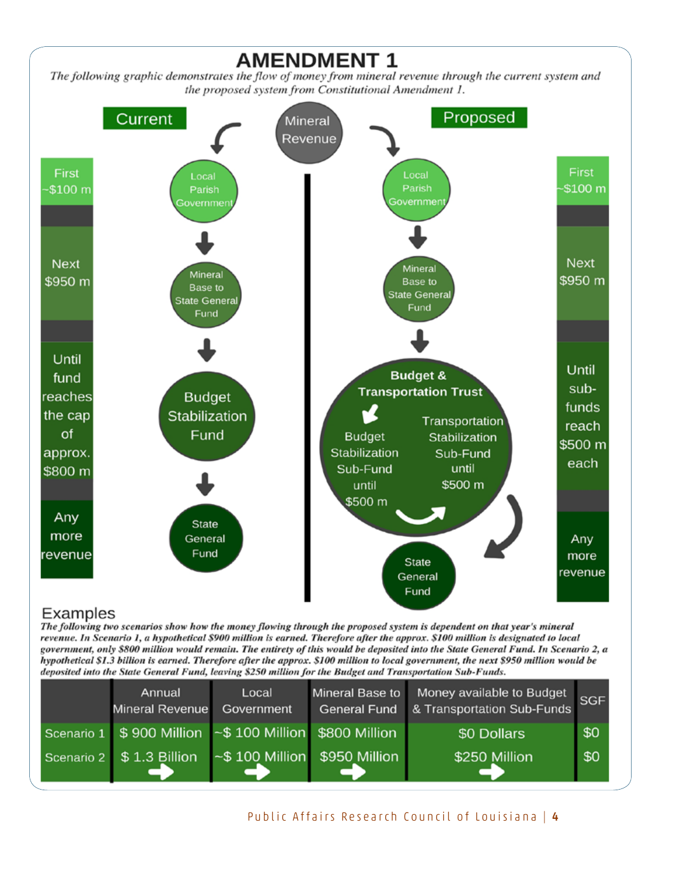# AMENDMENT 1

*The following graphic demonstrates the flow of money from mineral revenue through the current system and the proposed system from Constitutional Amendment 1.*

**Current**

- First ~$100 m → Local Parish Government
- Next $950 m → Mineral Base to State General Fund
- Until fund reaches the cap of approx. $800 m → Budget Stabilization Fund
- Any more revenue → State General Fund

**Mineral Revenue**

**Proposed**

- First ~$100 m → Local Parish Government
- Next $950 m → Mineral Base to State General Fund
- Until sub-funds reach $500 m each → **Budget & Transportation Trust**: Budget Stabilization Sub-Fund until $500 m; Transportation Stabilization Sub-Fund until $500 m
- Any more revenue → State General Fund

## Examples

***The following two scenarios show how the money flowing through the proposed system is dependent on that year's mineral revenue. In Scenario 1, a hypothetical $900 million is earned. Therefore after the approx. $100 million is designated to local government, only $800 million would remain. The entirety of this would be deposited into the State General Fund. In Scenario 2, a hypothetical $1.3 billion is earned. Therefore after the approx. $100 million to local government, the next $950 million would be deposited into the State General Fund, leaving $250 million for the Budget and Transportation Sub-Funds.***

| | Annual Mineral Revenue | Local Government | Mineral Base to General Fund | Money available to Budget & Transportation Sub-Funds | SGF |
|---|---|---|---|---|---|
| Scenario 1 | $ 900 Million | ~$ 100 Million | $800 Million | $0 Dollars | $0 |
| Scenario 2 | $ 1.3 Billion | ~$ 100 Million | $950 Million | $250 Million | $0 |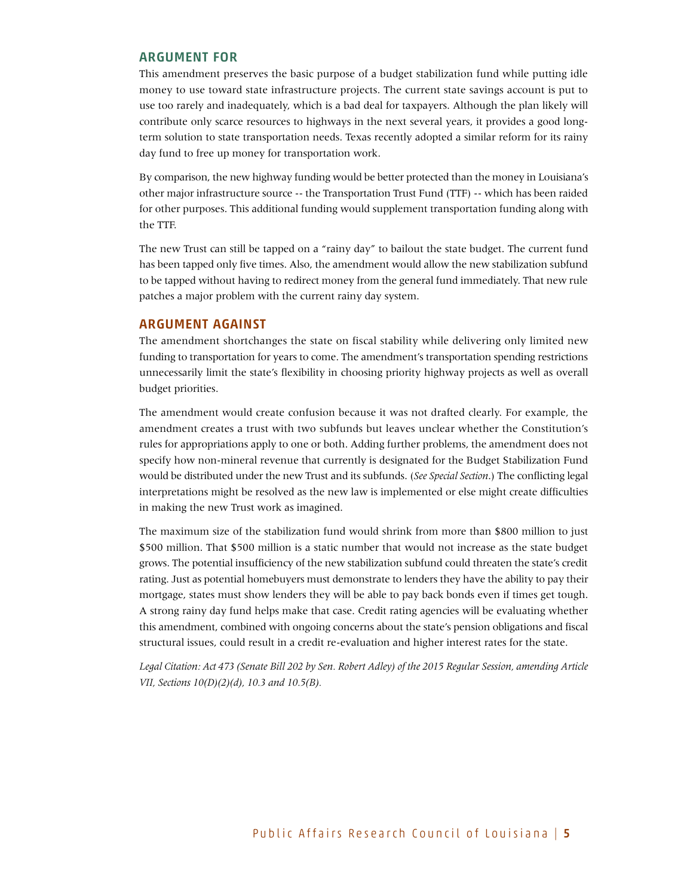## ARGUMENT FOR

This amendment preserves the basic purpose of a budget stabilization fund while putting idle money to use toward state infrastructure projects. The current state savings account is put to use too rarely and inadequately, which is a bad deal for taxpayers. Although the plan likely will contribute only scarce resources to highways in the next several years, it provides a good long-term solution to state transportation needs. Texas recently adopted a similar reform for its rainy day fund to free up money for transportation work.

By comparison, the new highway funding would be better protected than the money in Louisiana's other major infrastructure source -- the Transportation Trust Fund (TTF) -- which has been raided for other purposes. This additional funding would supplement transportation funding along with the TTF.

The new Trust can still be tapped on a "rainy day" to bailout the state budget. The current fund has been tapped only five times. Also, the amendment would allow the new stabilization subfund to be tapped without having to redirect money from the general fund immediately. That new rule patches a major problem with the current rainy day system.

## ARGUMENT AGAINST

The amendment shortchanges the state on fiscal stability while delivering only limited new funding to transportation for years to come. The amendment's transportation spending restrictions unnecessarily limit the state's flexibility in choosing priority highway projects as well as overall budget priorities.

The amendment would create confusion because it was not drafted clearly. For example, the amendment creates a trust with two subfunds but leaves unclear whether the Constitution's rules for appropriations apply to one or both. Adding further problems, the amendment does not specify how non-mineral revenue that currently is designated for the Budget Stabilization Fund would be distributed under the new Trust and its subfunds. (*See Special Section*.) The conflicting legal interpretations might be resolved as the new law is implemented or else might create difficulties in making the new Trust work as imagined.

The maximum size of the stabilization fund would shrink from more than $800 million to just $500 million. That $500 million is a static number that would not increase as the state budget grows. The potential insufficiency of the new stabilization subfund could threaten the state's credit rating. Just as potential homebuyers must demonstrate to lenders they have the ability to pay their mortgage, states must show lenders they will be able to pay back bonds even if times get tough. A strong rainy day fund helps make that case. Credit rating agencies will be evaluating whether this amendment, combined with ongoing concerns about the state's pension obligations and fiscal structural issues, could result in a credit re-evaluation and higher interest rates for the state.

*Legal Citation: Act 473 (Senate Bill 202 by Sen. Robert Adley) of the 2015 Regular Session, amending Article VII, Sections 10(D)(2)(d), 10.3 and 10.5(B).*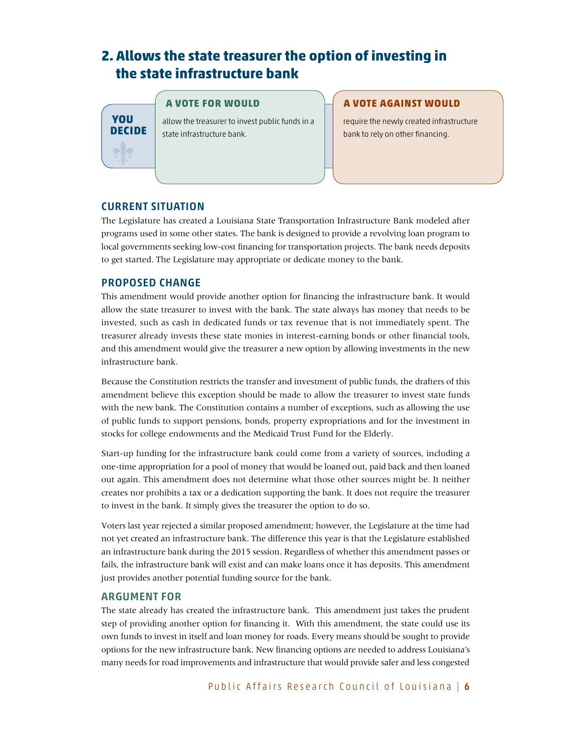## 2. Allows the state treasurer the option of investing in the state infrastructure bank

**YOU DECIDE**

**A VOTE FOR WOULD**

allow the treasurer to invest public funds in a state infrastructure bank.

**A VOTE AGAINST WOULD**

require the newly created infrastructure bank to rely on other financing.

### CURRENT SITUATION

The Legislature has created a Louisiana State Transportation Infrastructure Bank modeled after programs used in some other states. The bank is designed to provide a revolving loan program to local governments seeking low-cost financing for transportation projects. The bank needs deposits to get started. The Legislature may appropriate or dedicate money to the bank.

### PROPOSED CHANGE

This amendment would provide another option for financing the infrastructure bank. It would allow the state treasurer to invest with the bank. The state always has money that needs to be invested, such as cash in dedicated funds or tax revenue that is not immediately spent. The treasurer already invests these state monies in interest-earning bonds or other financial tools, and this amendment would give the treasurer a new option by allowing investments in the new infrastructure bank.

Because the Constitution restricts the transfer and investment of public funds, the drafters of this amendment believe this exception should be made to allow the treasurer to invest state funds with the new bank. The Constitution contains a number of exceptions, such as allowing the use of public funds to support pensions, bonds, property expropriations and for the investment in stocks for college endowments and the Medicaid Trust Fund for the Elderly.

Start-up funding for the infrastructure bank could come from a variety of sources, including a one-time appropriation for a pool of money that would be loaned out, paid back and then loaned out again. This amendment does not determine what those other sources might be. It neither creates nor prohibits a tax or a dedication supporting the bank. It does not require the treasurer to invest in the bank. It simply gives the treasurer the option to do so.

Voters last year rejected a similar proposed amendment; however, the Legislature at the time had not yet created an infrastructure bank. The difference this year is that the Legislature established an infrastructure bank during the 2015 session. Regardless of whether this amendment passes or fails, the infrastructure bank will exist and can make loans once it has deposits. This amendment just provides another potential funding source for the bank.

### ARGUMENT FOR

The state already has created the infrastructure bank. This amendment just takes the prudent step of providing another option for financing it. With this amendment, the state could use its own funds to invest in itself and loan money for roads. Every means should be sought to provide options for the new infrastructure bank. New financing options are needed to address Louisiana's many needs for road improvements and infrastructure that would provide safer and less congested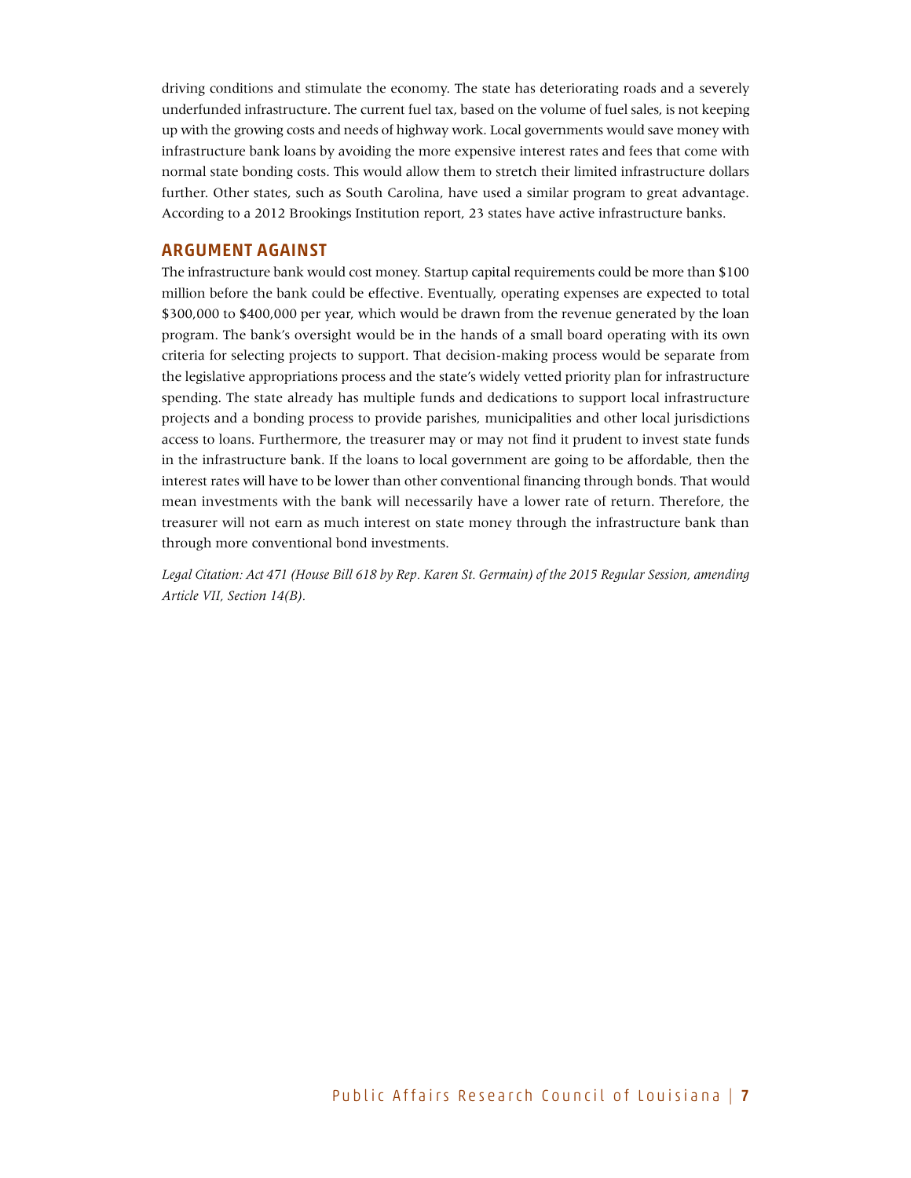driving conditions and stimulate the economy. The state has deteriorating roads and a severely underfunded infrastructure. The current fuel tax, based on the volume of fuel sales, is not keeping up with the growing costs and needs of highway work. Local governments would save money with infrastructure bank loans by avoiding the more expensive interest rates and fees that come with normal state bonding costs. This would allow them to stretch their limited infrastructure dollars further. Other states, such as South Carolina, have used a similar program to great advantage. According to a 2012 Brookings Institution report, 23 states have active infrastructure banks.

## ARGUMENT AGAINST

The infrastructure bank would cost money. Startup capital requirements could be more than $100 million before the bank could be effective. Eventually, operating expenses are expected to total $300,000 to $400,000 per year, which would be drawn from the revenue generated by the loan program. The bank's oversight would be in the hands of a small board operating with its own criteria for selecting projects to support. That decision-making process would be separate from the legislative appropriations process and the state's widely vetted priority plan for infrastructure spending. The state already has multiple funds and dedications to support local infrastructure projects and a bonding process to provide parishes, municipalities and other local jurisdictions access to loans. Furthermore, the treasurer may or may not find it prudent to invest state funds in the infrastructure bank. If the loans to local government are going to be affordable, then the interest rates will have to be lower than other conventional financing through bonds. That would mean investments with the bank will necessarily have a lower rate of return. Therefore, the treasurer will not earn as much interest on state money through the infrastructure bank than through more conventional bond investments.

*Legal Citation: Act 471 (House Bill 618 by Rep. Karen St. Germain) of the 2015 Regular Session, amending Article VII, Section 14(B).*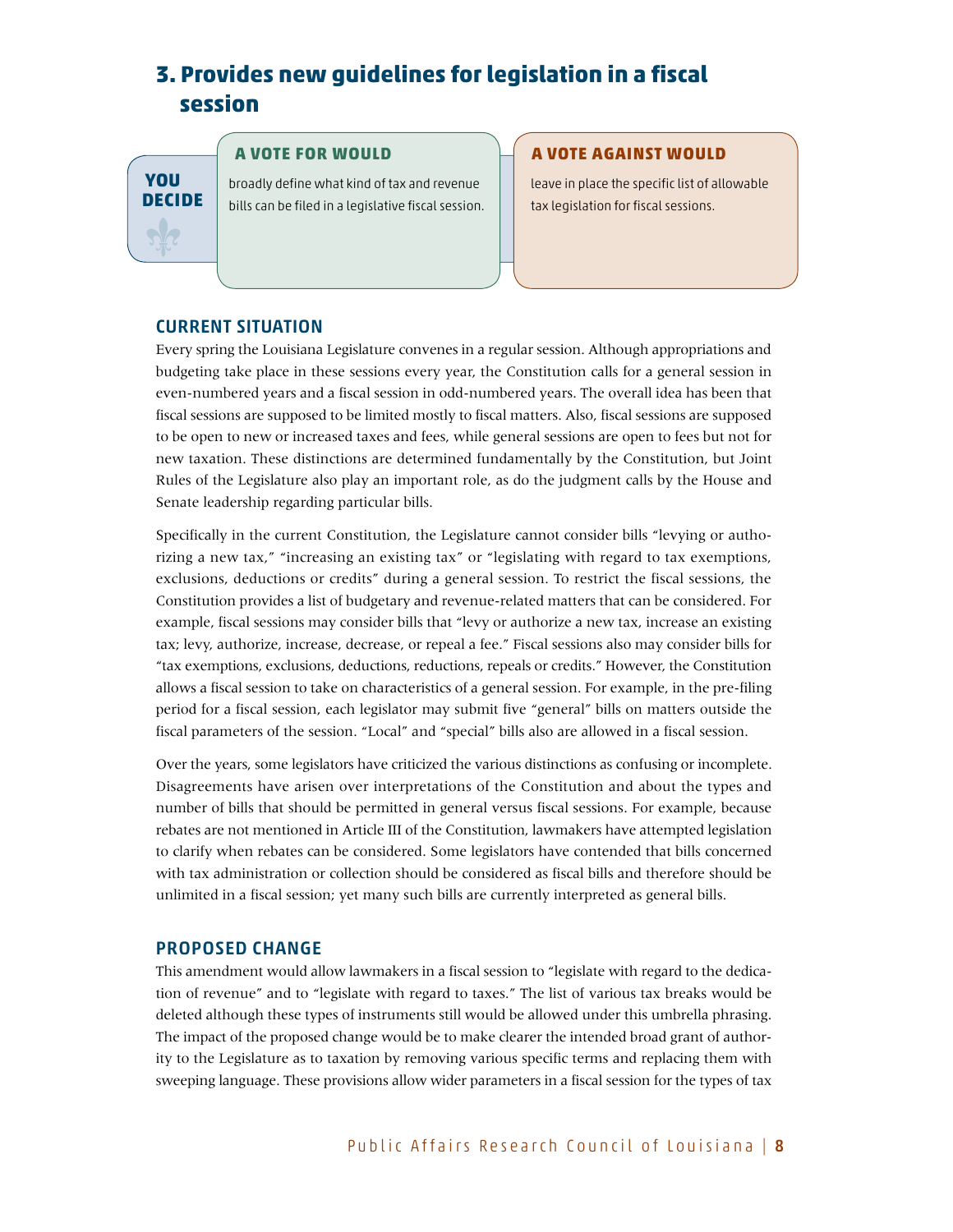## 3. Provides new guidelines for legislation in a fiscal session

**YOU DECIDE**

**A VOTE FOR WOULD**

broadly define what kind of tax and revenue bills can be filed in a legislative fiscal session.

**A VOTE AGAINST WOULD**

leave in place the specific list of allowable tax legislation for fiscal sessions.

### CURRENT SITUATION

Every spring the Louisiana Legislature convenes in a regular session. Although appropriations and budgeting take place in these sessions every year, the Constitution calls for a general session in even-numbered years and a fiscal session in odd-numbered years. The overall idea has been that fiscal sessions are supposed to be limited mostly to fiscal matters. Also, fiscal sessions are supposed to be open to new or increased taxes and fees, while general sessions are open to fees but not for new taxation. These distinctions are determined fundamentally by the Constitution, but Joint Rules of the Legislature also play an important role, as do the judgment calls by the House and Senate leadership regarding particular bills.

Specifically in the current Constitution, the Legislature cannot consider bills "levying or authorizing a new tax," "increasing an existing tax" or "legislating with regard to tax exemptions, exclusions, deductions or credits" during a general session. To restrict the fiscal sessions, the Constitution provides a list of budgetary and revenue-related matters that can be considered. For example, fiscal sessions may consider bills that "levy or authorize a new tax, increase an existing tax; levy, authorize, increase, decrease, or repeal a fee." Fiscal sessions also may consider bills for "tax exemptions, exclusions, deductions, reductions, repeals or credits." However, the Constitution allows a fiscal session to take on characteristics of a general session. For example, in the pre-filing period for a fiscal session, each legislator may submit five "general" bills on matters outside the fiscal parameters of the session. "Local" and "special" bills also are allowed in a fiscal session.

Over the years, some legislators have criticized the various distinctions as confusing or incomplete. Disagreements have arisen over interpretations of the Constitution and about the types and number of bills that should be permitted in general versus fiscal sessions. For example, because rebates are not mentioned in Article III of the Constitution, lawmakers have attempted legislation to clarify when rebates can be considered. Some legislators have contended that bills concerned with tax administration or collection should be considered as fiscal bills and therefore should be unlimited in a fiscal session; yet many such bills are currently interpreted as general bills.

### PROPOSED CHANGE

This amendment would allow lawmakers in a fiscal session to "legislate with regard to the dedication of revenue" and to "legislate with regard to taxes." The list of various tax breaks would be deleted although these types of instruments still would be allowed under this umbrella phrasing. The impact of the proposed change would be to make clearer the intended broad grant of authority to the Legislature as to taxation by removing various specific terms and replacing them with sweeping language. These provisions allow wider parameters in a fiscal session for the types of tax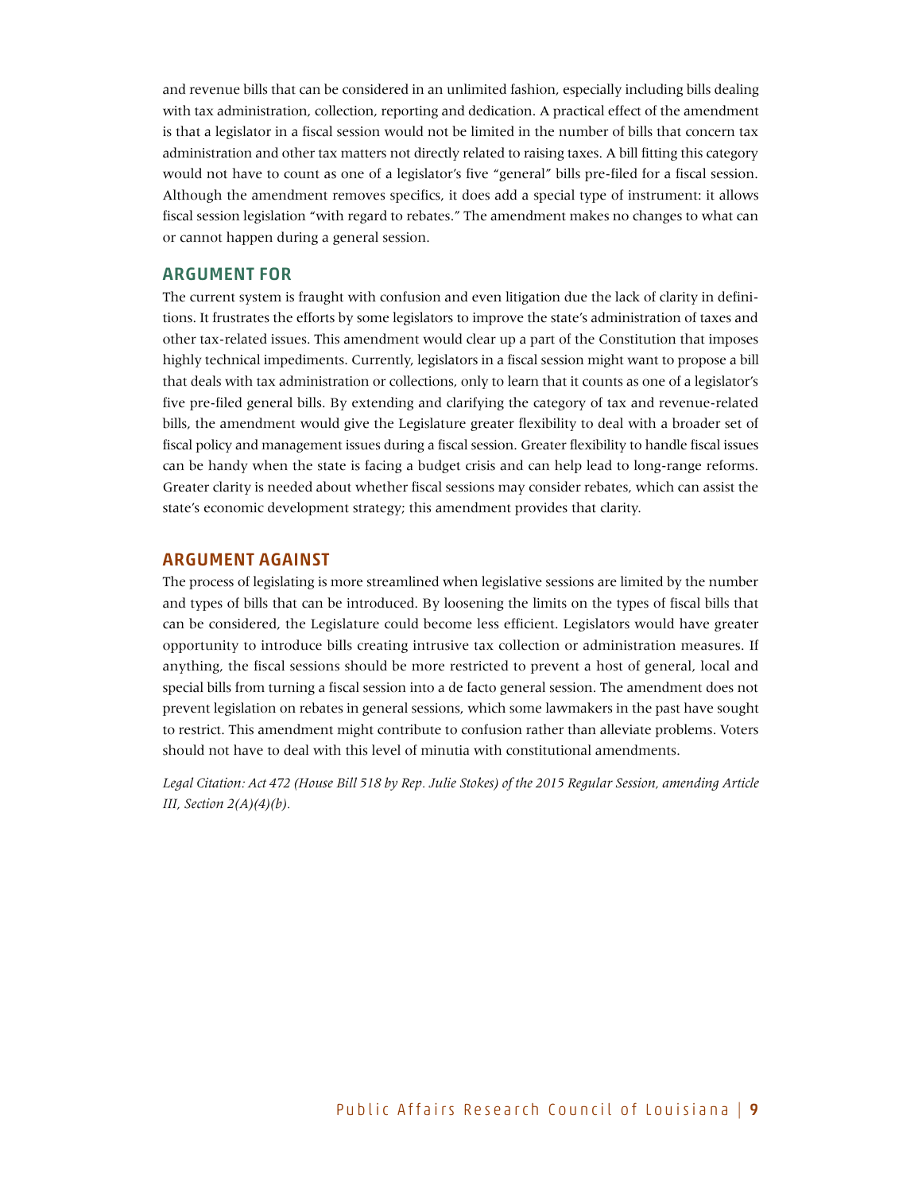and revenue bills that can be considered in an unlimited fashion, especially including bills dealing with tax administration, collection, reporting and dedication. A practical effect of the amendment is that a legislator in a fiscal session would not be limited in the number of bills that concern tax administration and other tax matters not directly related to raising taxes. A bill fitting this category would not have to count as one of a legislator's five "general" bills pre-filed for a fiscal session. Although the amendment removes specifics, it does add a special type of instrument: it allows fiscal session legislation "with regard to rebates." The amendment makes no changes to what can or cannot happen during a general session.

## ARGUMENT FOR

The current system is fraught with confusion and even litigation due the lack of clarity in definitions. It frustrates the efforts by some legislators to improve the state's administration of taxes and other tax-related issues. This amendment would clear up a part of the Constitution that imposes highly technical impediments. Currently, legislators in a fiscal session might want to propose a bill that deals with tax administration or collections, only to learn that it counts as one of a legislator's five pre-filed general bills. By extending and clarifying the category of tax and revenue-related bills, the amendment would give the Legislature greater flexibility to deal with a broader set of fiscal policy and management issues during a fiscal session. Greater flexibility to handle fiscal issues can be handy when the state is facing a budget crisis and can help lead to long-range reforms. Greater clarity is needed about whether fiscal sessions may consider rebates, which can assist the state's economic development strategy; this amendment provides that clarity.

## ARGUMENT AGAINST

The process of legislating is more streamlined when legislative sessions are limited by the number and types of bills that can be introduced. By loosening the limits on the types of fiscal bills that can be considered, the Legislature could become less efficient. Legislators would have greater opportunity to introduce bills creating intrusive tax collection or administration measures. If anything, the fiscal sessions should be more restricted to prevent a host of general, local and special bills from turning a fiscal session into a de facto general session. The amendment does not prevent legislation on rebates in general sessions, which some lawmakers in the past have sought to restrict. This amendment might contribute to confusion rather than alleviate problems. Voters should not have to deal with this level of minutia with constitutional amendments.

*Legal Citation: Act 472 (House Bill 518 by Rep. Julie Stokes) of the 2015 Regular Session, amending Article III, Section 2(A)(4)(b).*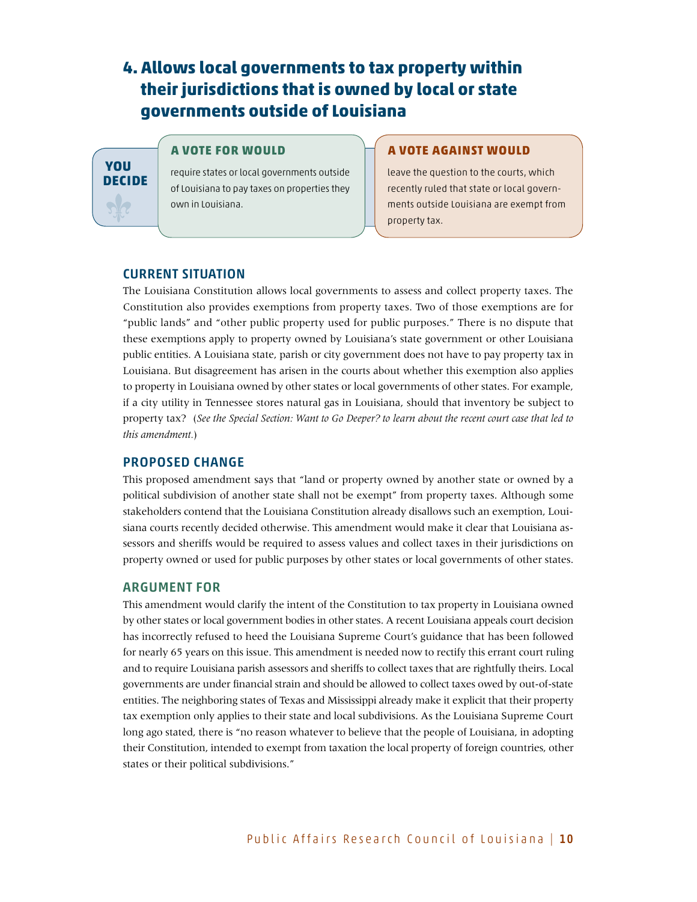## 4. Allows local governments to tax property within their jurisdictions that is owned by local or state governments outside of Louisiana

**YOU DECIDE**

**A VOTE FOR WOULD**

require states or local governments outside of Louisiana to pay taxes on properties they own in Louisiana.

**A VOTE AGAINST WOULD**

leave the question to the courts, which recently ruled that state or local governments outside Louisiana are exempt from property tax.

### CURRENT SITUATION

The Louisiana Constitution allows local governments to assess and collect property taxes. The Constitution also provides exemptions from property taxes. Two of those exemptions are for "public lands" and "other public property used for public purposes." There is no dispute that these exemptions apply to property owned by Louisiana's state government or other Louisiana public entities. A Louisiana state, parish or city government does not have to pay property tax in Louisiana. But disagreement has arisen in the courts about whether this exemption also applies to property in Louisiana owned by other states or local governments of other states. For example, if a city utility in Tennessee stores natural gas in Louisiana, should that inventory be subject to property tax? (*See the Special Section: Want to Go Deeper? to learn about the recent court case that led to this amendment.*)

### PROPOSED CHANGE

This proposed amendment says that "land or property owned by another state or owned by a political subdivision of another state shall not be exempt" from property taxes. Although some stakeholders contend that the Louisiana Constitution already disallows such an exemption, Louisiana courts recently decided otherwise. This amendment would make it clear that Louisiana assessors and sheriffs would be required to assess values and collect taxes in their jurisdictions on property owned or used for public purposes by other states or local governments of other states.

### ARGUMENT FOR

This amendment would clarify the intent of the Constitution to tax property in Louisiana owned by other states or local government bodies in other states. A recent Louisiana appeals court decision has incorrectly refused to heed the Louisiana Supreme Court's guidance that has been followed for nearly 65 years on this issue. This amendment is needed now to rectify this errant court ruling and to require Louisiana parish assessors and sheriffs to collect taxes that are rightfully theirs. Local governments are under financial strain and should be allowed to collect taxes owed by out-of-state entities. The neighboring states of Texas and Mississippi already make it explicit that their property tax exemption only applies to their state and local subdivisions. As the Louisiana Supreme Court long ago stated, there is "no reason whatever to believe that the people of Louisiana, in adopting their Constitution, intended to exempt from taxation the local property of foreign countries, other states or their political subdivisions."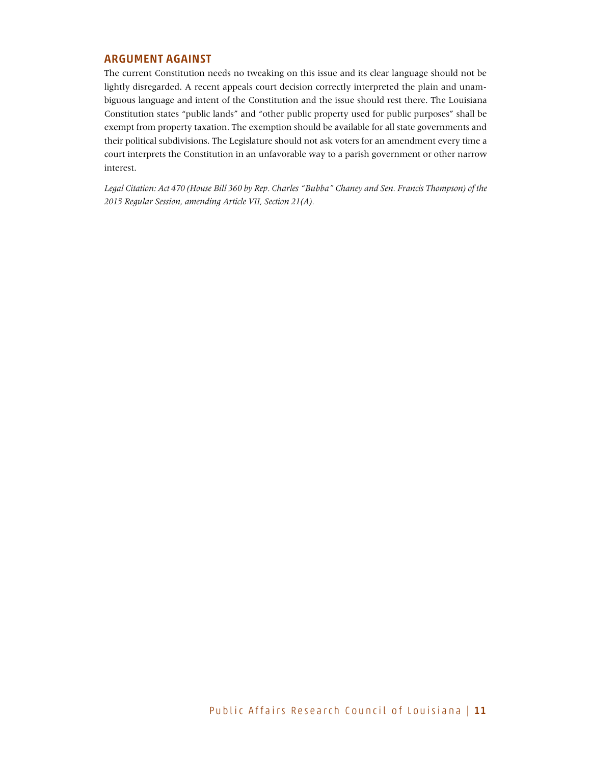## ARGUMENT AGAINST

The current Constitution needs no tweaking on this issue and its clear language should not be lightly disregarded. A recent appeals court decision correctly interpreted the plain and unambiguous language and intent of the Constitution and the issue should rest there. The Louisiana Constitution states "public lands" and "other public property used for public purposes" shall be exempt from property taxation. The exemption should be available for all state governments and their political subdivisions. The Legislature should not ask voters for an amendment every time a court interprets the Constitution in an unfavorable way to a parish government or other narrow interest.

*Legal Citation: Act 470 (House Bill 360 by Rep. Charles "Bubba" Chaney and Sen. Francis Thompson) of the 2015 Regular Session, amending Article VII, Section 21(A).*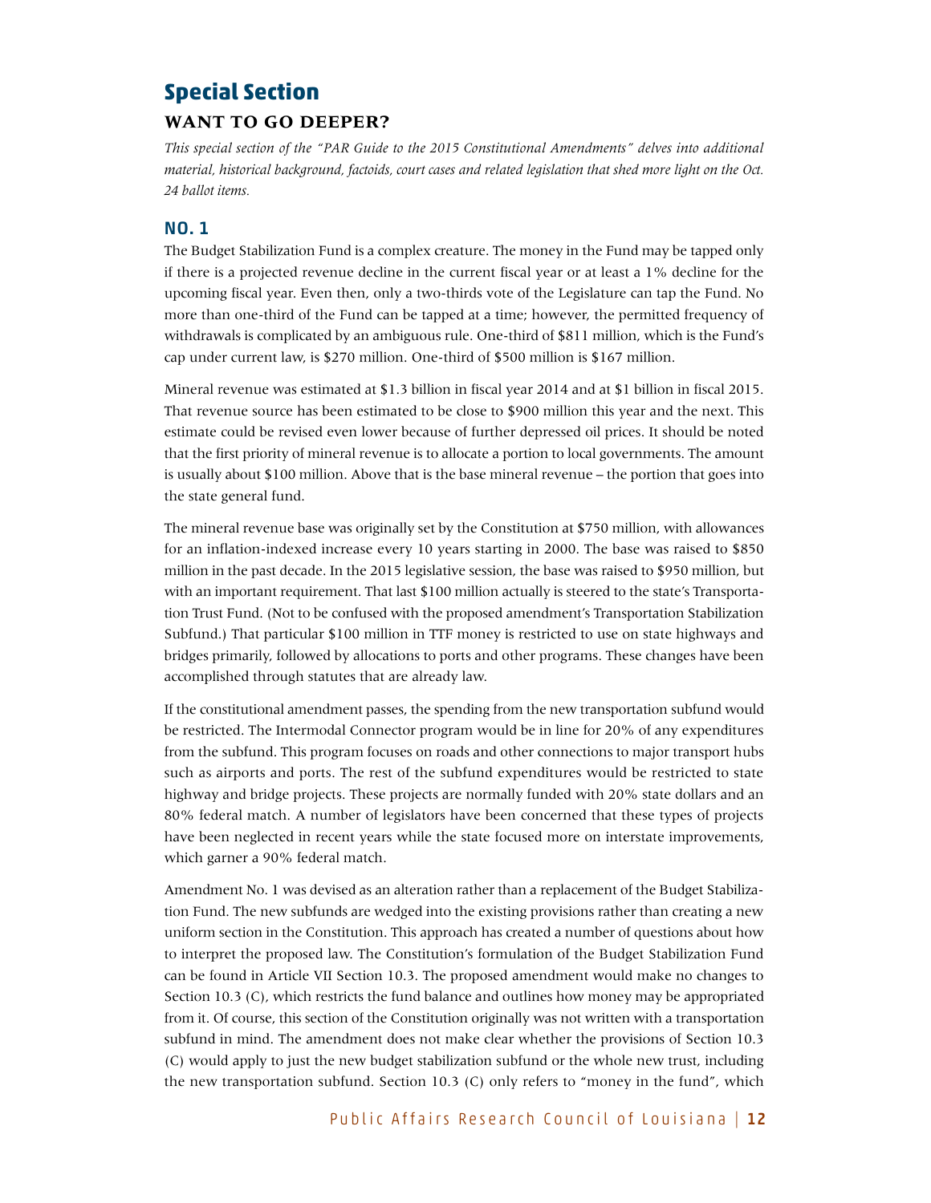# Special Section

## WANT TO GO DEEPER?

*This special section of the "PAR Guide to the 2015 Constitutional Amendments" delves into additional material, historical background, factoids, court cases and related legislation that shed more light on the Oct. 24 ballot items.*

### NO. 1

The Budget Stabilization Fund is a complex creature. The money in the Fund may be tapped only if there is a projected revenue decline in the current fiscal year or at least a 1% decline for the upcoming fiscal year. Even then, only a two-thirds vote of the Legislature can tap the Fund. No more than one-third of the Fund can be tapped at a time; however, the permitted frequency of withdrawals is complicated by an ambiguous rule. One-third of $811 million, which is the Fund's cap under current law, is $270 million. One-third of $500 million is $167 million.

Mineral revenue was estimated at $1.3 billion in fiscal year 2014 and at $1 billion in fiscal 2015. That revenue source has been estimated to be close to $900 million this year and the next. This estimate could be revised even lower because of further depressed oil prices. It should be noted that the first priority of mineral revenue is to allocate a portion to local governments. The amount is usually about $100 million. Above that is the base mineral revenue – the portion that goes into the state general fund.

The mineral revenue base was originally set by the Constitution at $750 million, with allowances for an inflation-indexed increase every 10 years starting in 2000. The base was raised to $850 million in the past decade. In the 2015 legislative session, the base was raised to $950 million, but with an important requirement. That last $100 million actually is steered to the state's Transportation Trust Fund. (Not to be confused with the proposed amendment's Transportation Stabilization Subfund.) That particular $100 million in TTF money is restricted to use on state highways and bridges primarily, followed by allocations to ports and other programs. These changes have been accomplished through statutes that are already law.

If the constitutional amendment passes, the spending from the new transportation subfund would be restricted. The Intermodal Connector program would be in line for 20% of any expenditures from the subfund. This program focuses on roads and other connections to major transport hubs such as airports and ports. The rest of the subfund expenditures would be restricted to state highway and bridge projects. These projects are normally funded with 20% state dollars and an 80% federal match. A number of legislators have been concerned that these types of projects have been neglected in recent years while the state focused more on interstate improvements, which garner a 90% federal match.

Amendment No. 1 was devised as an alteration rather than a replacement of the Budget Stabilization Fund. The new subfunds are wedged into the existing provisions rather than creating a new uniform section in the Constitution. This approach has created a number of questions about how to interpret the proposed law. The Constitution's formulation of the Budget Stabilization Fund can be found in Article VII Section 10.3. The proposed amendment would make no changes to Section 10.3 (C), which restricts the fund balance and outlines how money may be appropriated from it. Of course, this section of the Constitution originally was not written with a transportation subfund in mind. The amendment does not make clear whether the provisions of Section 10.3 (C) would apply to just the new budget stabilization subfund or the whole new trust, including the new transportation subfund. Section 10.3 (C) only refers to "money in the fund", which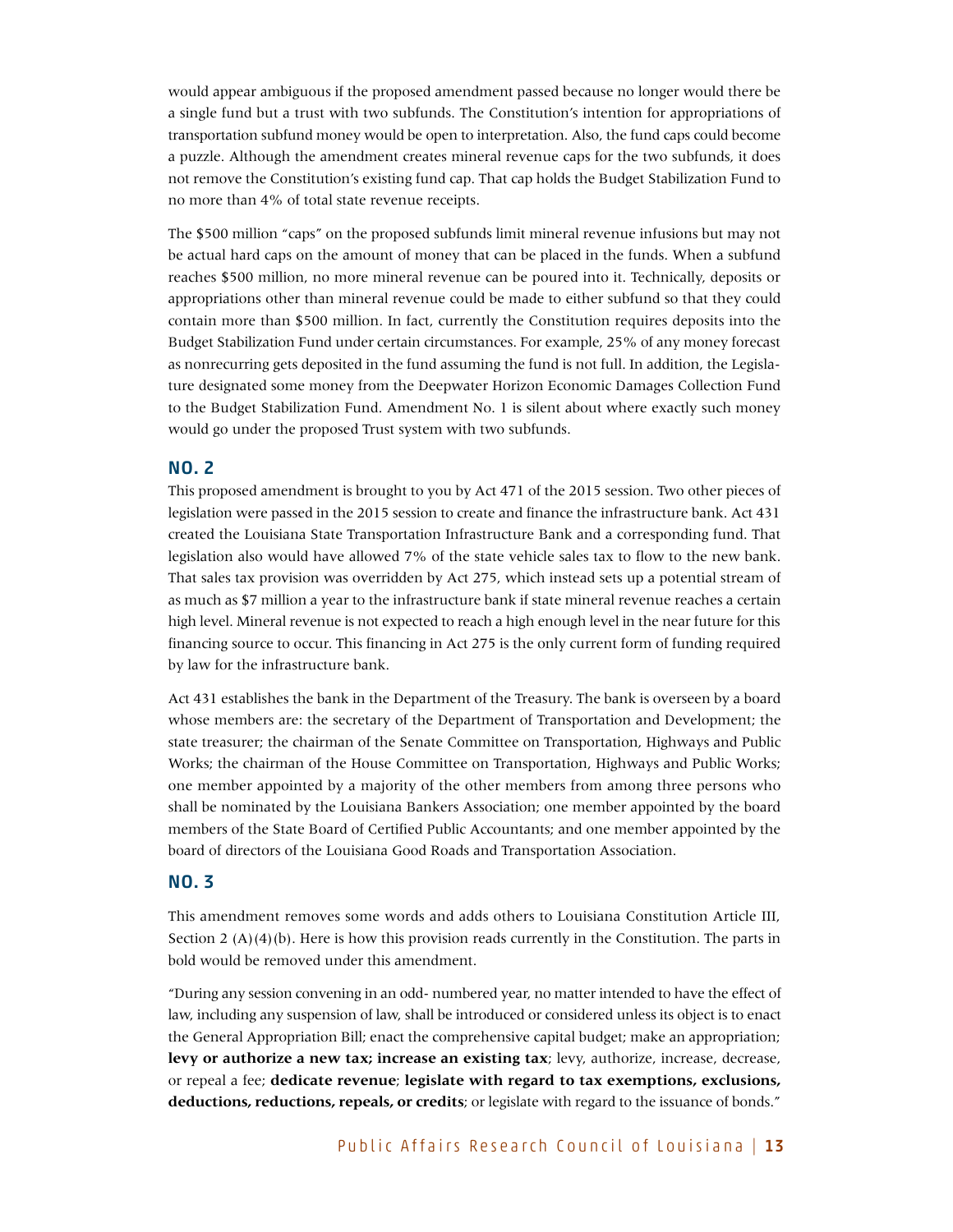would appear ambiguous if the proposed amendment passed because no longer would there be a single fund but a trust with two subfunds. The Constitution's intention for appropriations of transportation subfund money would be open to interpretation. Also, the fund caps could become a puzzle. Although the amendment creates mineral revenue caps for the two subfunds, it does not remove the Constitution's existing fund cap. That cap holds the Budget Stabilization Fund to no more than 4% of total state revenue receipts.

The $500 million "caps" on the proposed subfunds limit mineral revenue infusions but may not be actual hard caps on the amount of money that can be placed in the funds. When a subfund reaches $500 million, no more mineral revenue can be poured into it. Technically, deposits or appropriations other than mineral revenue could be made to either subfund so that they could contain more than $500 million. In fact, currently the Constitution requires deposits into the Budget Stabilization Fund under certain circumstances. For example, 25% of any money forecast as nonrecurring gets deposited in the fund assuming the fund is not full. In addition, the Legislature designated some money from the Deepwater Horizon Economic Damages Collection Fund to the Budget Stabilization Fund. Amendment No. 1 is silent about where exactly such money would go under the proposed Trust system with two subfunds.

## NO. 2

This proposed amendment is brought to you by Act 471 of the 2015 session. Two other pieces of legislation were passed in the 2015 session to create and finance the infrastructure bank. Act 431 created the Louisiana State Transportation Infrastructure Bank and a corresponding fund. That legislation also would have allowed 7% of the state vehicle sales tax to flow to the new bank. That sales tax provision was overridden by Act 275, which instead sets up a potential stream of as much as $7 million a year to the infrastructure bank if state mineral revenue reaches a certain high level. Mineral revenue is not expected to reach a high enough level in the near future for this financing source to occur. This financing in Act 275 is the only current form of funding required by law for the infrastructure bank.

Act 431 establishes the bank in the Department of the Treasury. The bank is overseen by a board whose members are: the secretary of the Department of Transportation and Development; the state treasurer; the chairman of the Senate Committee on Transportation, Highways and Public Works; the chairman of the House Committee on Transportation, Highways and Public Works; one member appointed by a majority of the other members from among three persons who shall be nominated by the Louisiana Bankers Association; one member appointed by the board members of the State Board of Certified Public Accountants; and one member appointed by the board of directors of the Louisiana Good Roads and Transportation Association.

## NO. 3

This amendment removes some words and adds others to Louisiana Constitution Article III, Section 2 (A)(4)(b). Here is how this provision reads currently in the Constitution. The parts in bold would be removed under this amendment.

"During any session convening in an odd- numbered year, no matter intended to have the effect of law, including any suspension of law, shall be introduced or considered unless its object is to enact the General Appropriation Bill; enact the comprehensive capital budget; make an appropriation; **levy or authorize a new tax; increase an existing tax**; levy, authorize, increase, decrease, or repeal a fee; **dedicate revenue**; **legislate with regard to tax exemptions, exclusions, deductions, reductions, repeals, or credits**; or legislate with regard to the issuance of bonds."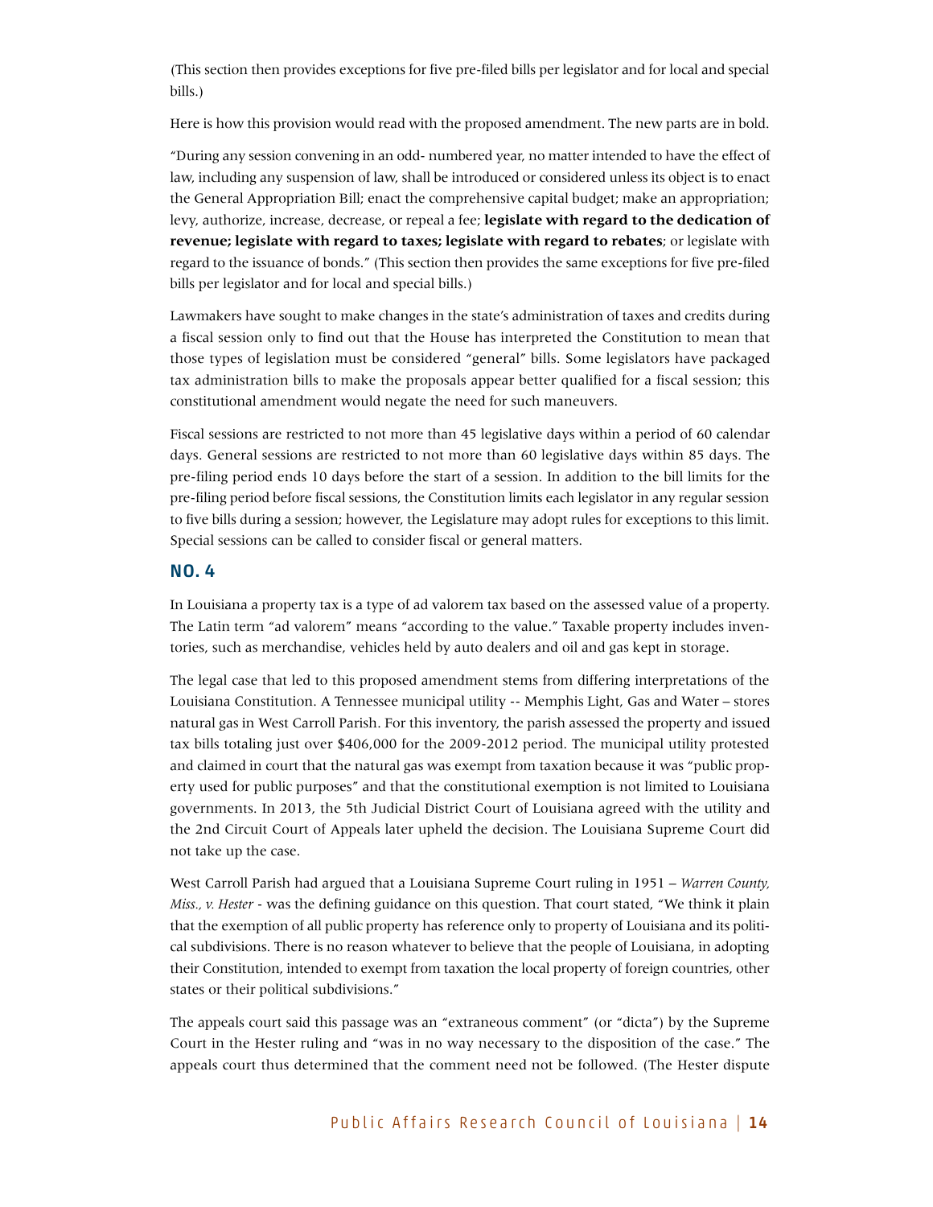(This section then provides exceptions for five pre-filed bills per legislator and for local and special bills.)

Here is how this provision would read with the proposed amendment. The new parts are in bold.

"During any session convening in an odd- numbered year, no matter intended to have the effect of law, including any suspension of law, shall be introduced or considered unless its object is to enact the General Appropriation Bill; enact the comprehensive capital budget; make an appropriation; levy, authorize, increase, decrease, or repeal a fee; **legislate with regard to the dedication of revenue; legislate with regard to taxes; legislate with regard to rebates**; or legislate with regard to the issuance of bonds." (This section then provides the same exceptions for five pre-filed bills per legislator and for local and special bills.)

Lawmakers have sought to make changes in the state's administration of taxes and credits during a fiscal session only to find out that the House has interpreted the Constitution to mean that those types of legislation must be considered "general" bills. Some legislators have packaged tax administration bills to make the proposals appear better qualified for a fiscal session; this constitutional amendment would negate the need for such maneuvers.

Fiscal sessions are restricted to not more than 45 legislative days within a period of 60 calendar days. General sessions are restricted to not more than 60 legislative days within 85 days. The pre-filing period ends 10 days before the start of a session. In addition to the bill limits for the pre-filing period before fiscal sessions, the Constitution limits each legislator in any regular session to five bills during a session; however, the Legislature may adopt rules for exceptions to this limit. Special sessions can be called to consider fiscal or general matters.

## NO. 4

In Louisiana a property tax is a type of ad valorem tax based on the assessed value of a property. The Latin term "ad valorem" means "according to the value." Taxable property includes inventories, such as merchandise, vehicles held by auto dealers and oil and gas kept in storage.

The legal case that led to this proposed amendment stems from differing interpretations of the Louisiana Constitution. A Tennessee municipal utility -- Memphis Light, Gas and Water – stores natural gas in West Carroll Parish. For this inventory, the parish assessed the property and issued tax bills totaling just over $406,000 for the 2009-2012 period. The municipal utility protested and claimed in court that the natural gas was exempt from taxation because it was "public property used for public purposes" and that the constitutional exemption is not limited to Louisiana governments. In 2013, the 5th Judicial District Court of Louisiana agreed with the utility and the 2nd Circuit Court of Appeals later upheld the decision. The Louisiana Supreme Court did not take up the case.

West Carroll Parish had argued that a Louisiana Supreme Court ruling in 1951 – *Warren County, Miss., v. Hester* - was the defining guidance on this question. That court stated, "We think it plain that the exemption of all public property has reference only to property of Louisiana and its political subdivisions. There is no reason whatever to believe that the people of Louisiana, in adopting their Constitution, intended to exempt from taxation the local property of foreign countries, other states or their political subdivisions."

The appeals court said this passage was an "extraneous comment" (or "dicta") by the Supreme Court in the Hester ruling and "was in no way necessary to the disposition of the case." The appeals court thus determined that the comment need not be followed. (The Hester dispute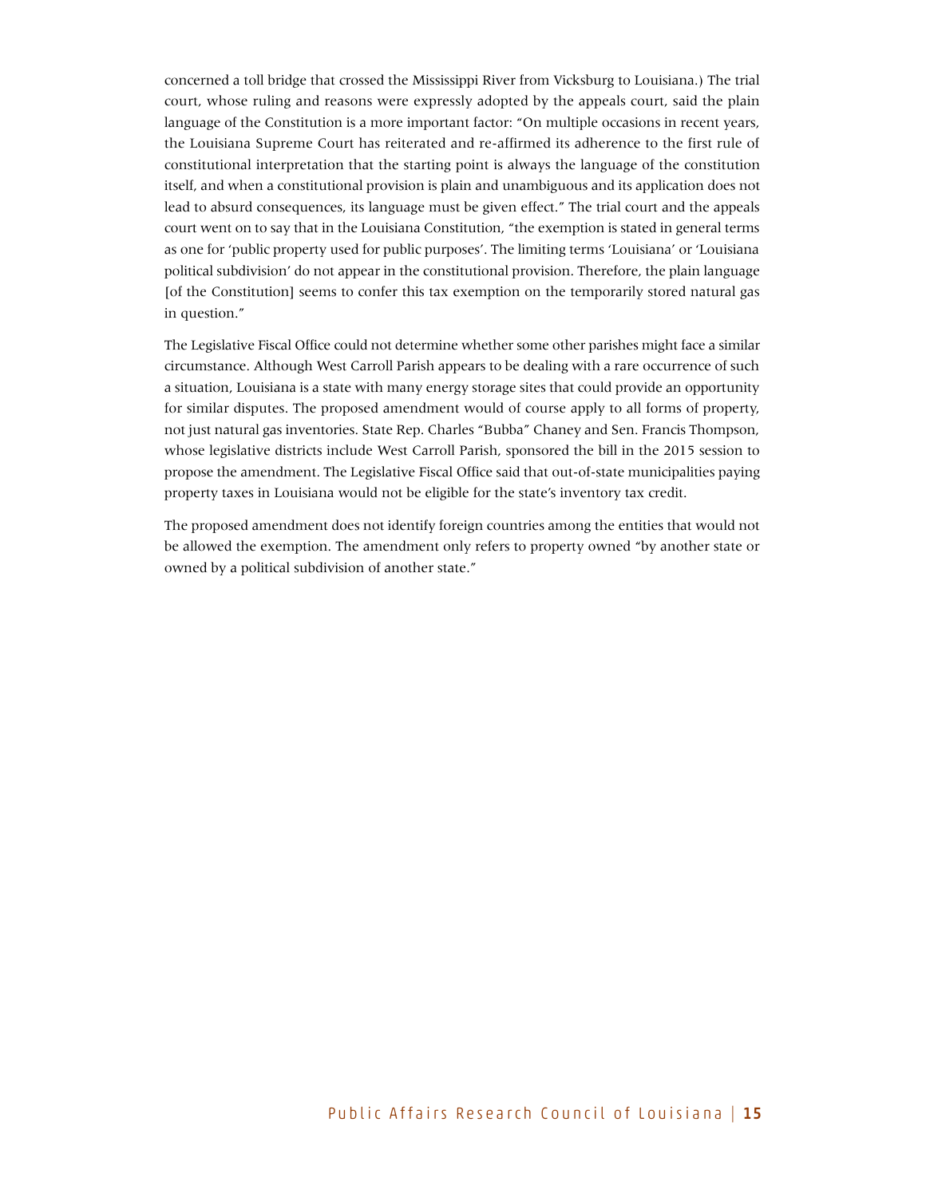concerned a toll bridge that crossed the Mississippi River from Vicksburg to Louisiana.) The trial court, whose ruling and reasons were expressly adopted by the appeals court, said the plain language of the Constitution is a more important factor: "On multiple occasions in recent years, the Louisiana Supreme Court has reiterated and re-affirmed its adherence to the first rule of constitutional interpretation that the starting point is always the language of the constitution itself, and when a constitutional provision is plain and unambiguous and its application does not lead to absurd consequences, its language must be given effect." The trial court and the appeals court went on to say that in the Louisiana Constitution, "the exemption is stated in general terms as one for 'public property used for public purposes'. The limiting terms 'Louisiana' or 'Louisiana political subdivision' do not appear in the constitutional provision. Therefore, the plain language [of the Constitution] seems to confer this tax exemption on the temporarily stored natural gas in question."

The Legislative Fiscal Office could not determine whether some other parishes might face a similar circumstance. Although West Carroll Parish appears to be dealing with a rare occurrence of such a situation, Louisiana is a state with many energy storage sites that could provide an opportunity for similar disputes. The proposed amendment would of course apply to all forms of property, not just natural gas inventories. State Rep. Charles "Bubba" Chaney and Sen. Francis Thompson, whose legislative districts include West Carroll Parish, sponsored the bill in the 2015 session to propose the amendment. The Legislative Fiscal Office said that out-of-state municipalities paying property taxes in Louisiana would not be eligible for the state's inventory tax credit.

The proposed amendment does not identify foreign countries among the entities that would not be allowed the exemption. The amendment only refers to property owned "by another state or owned by a political subdivision of another state."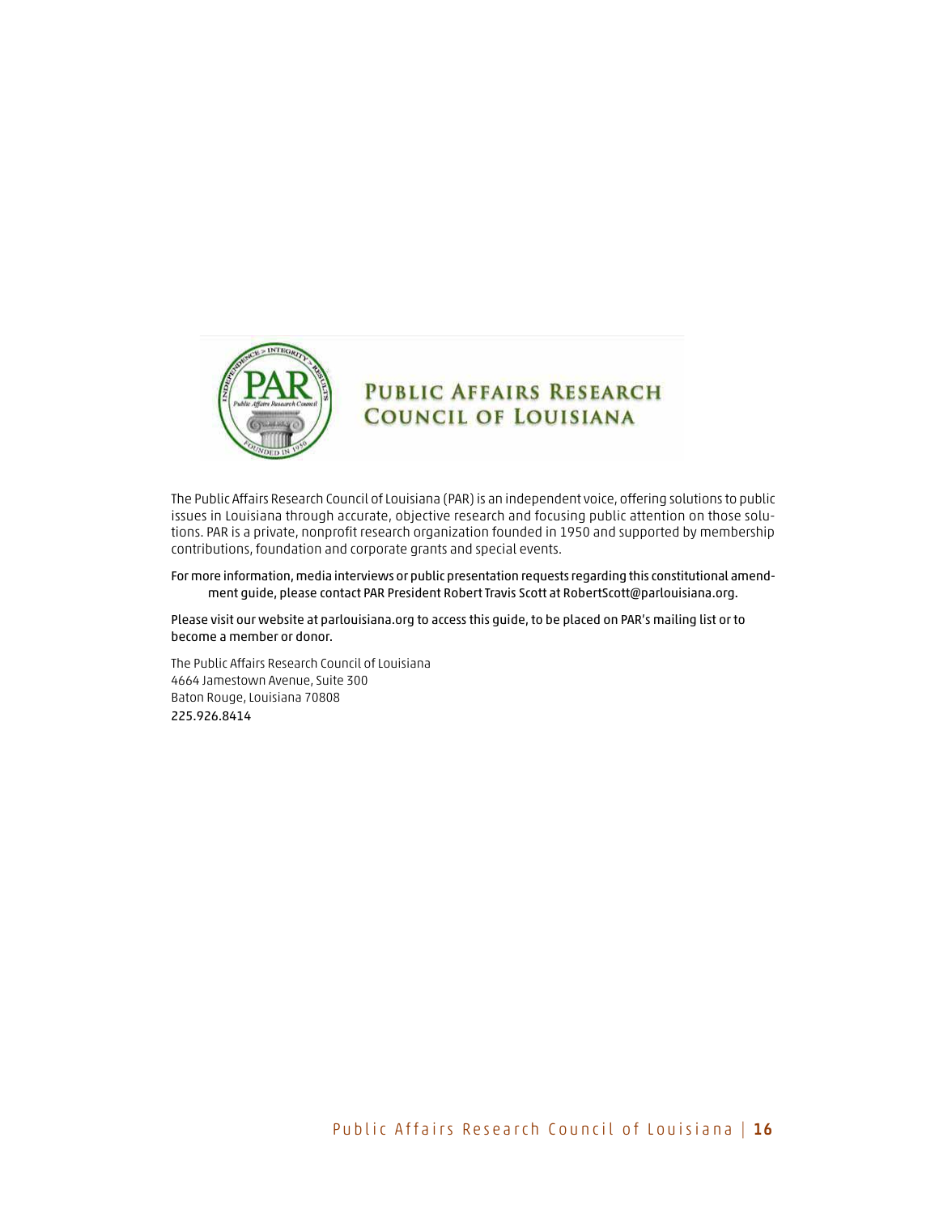**PUBLIC AFFAIRS RESEARCH COUNCIL OF LOUISIANA**

The Public Affairs Research Council of Louisiana (PAR) is an independent voice, offering solutions to public issues in Louisiana through accurate, objective research and focusing public attention on those solutions. PAR is a private, nonprofit research organization founded in 1950 and supported by membership contributions, foundation and corporate grants and special events.

For more information, media interviews or public presentation requests regarding this constitutional amendment guide, please contact PAR President Robert Travis Scott at RobertScott@parlouisiana.org.

Please visit our website at parlouisiana.org to access this guide, to be placed on PAR's mailing list or to become a member or donor.

The Public Affairs Research Council of Louisiana
4664 Jamestown Avenue, Suite 300
Baton Rouge, Louisiana 70808
225.926.8414